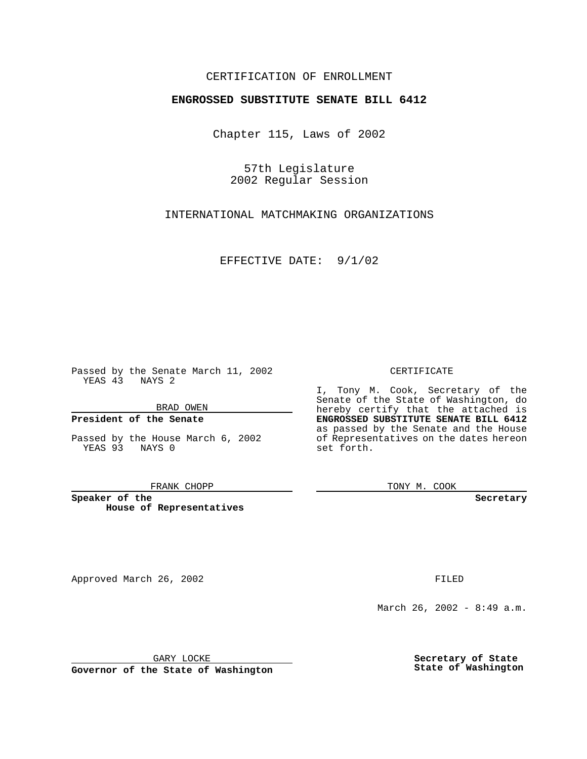CERTIFICATION OF ENROLLMENT

**ENGROSSED SUBSTITUTE SENATE BILL 6412**

Chapter 115, Laws of 2002

57th Legislature
2002 Regular Session

INTERNATIONAL MATCHMAKING ORGANIZATIONS

EFFECTIVE DATE: 9/1/02

Passed by the Senate March 11, 2002
YEAS 43 NAYS 2

BRAD OWEN

**President of the Senate**

Passed by the House March 6, 2002
YEAS 93 NAYS 0

FRANK CHOPP

**Speaker of the House of Representatives**

CERTIFICATE

I, Tony M. Cook, Secretary of the Senate of the State of Washington, do hereby certify that the attached is **ENGROSSED SUBSTITUTE SENATE BILL 6412** as passed by the Senate and the House of Representatives on the dates hereon set forth.

TONY M. COOK

**Secretary**

Approved March 26, 2002

GARY LOCKE

**Governor of the State of Washington**

FILED

March 26, 2002 - 8:49 a.m.

**Secretary of State State of Washington**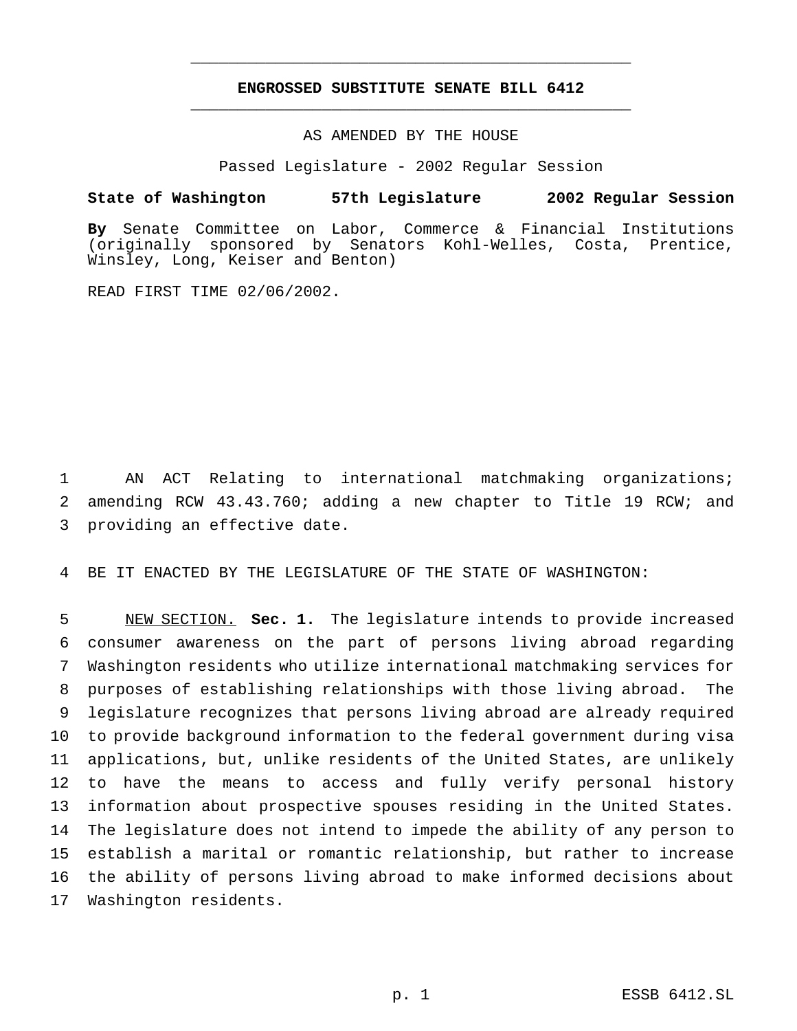# ENGROSSED SUBSTITUTE SENATE BILL 6412

AS AMENDED BY THE HOUSE

Passed Legislature - 2002 Regular Session

**State of Washington 57th Legislature 2002 Regular Session**

**By** Senate Committee on Labor, Commerce & Financial Institutions (originally sponsored by Senators Kohl-Welles, Costa, Prentice, Winsley, Long, Keiser and Benton)

READ FIRST TIME 02/06/2002.

AN ACT Relating to international matchmaking organizations; amending RCW 43.43.760; adding a new chapter to Title 19 RCW; and providing an effective date.

BE IT ENACTED BY THE LEGISLATURE OF THE STATE OF WASHINGTON:

NEW SECTION. **Sec. 1.** The legislature intends to provide increased consumer awareness on the part of persons living abroad regarding Washington residents who utilize international matchmaking services for purposes of establishing relationships with those living abroad. The legislature recognizes that persons living abroad are already required to provide background information to the federal government during visa applications, but, unlike residents of the United States, are unlikely to have the means to access and fully verify personal history information about prospective spouses residing in the United States. The legislature does not intend to impede the ability of any person to establish a marital or romantic relationship, but rather to increase the ability of persons living abroad to make informed decisions about Washington residents.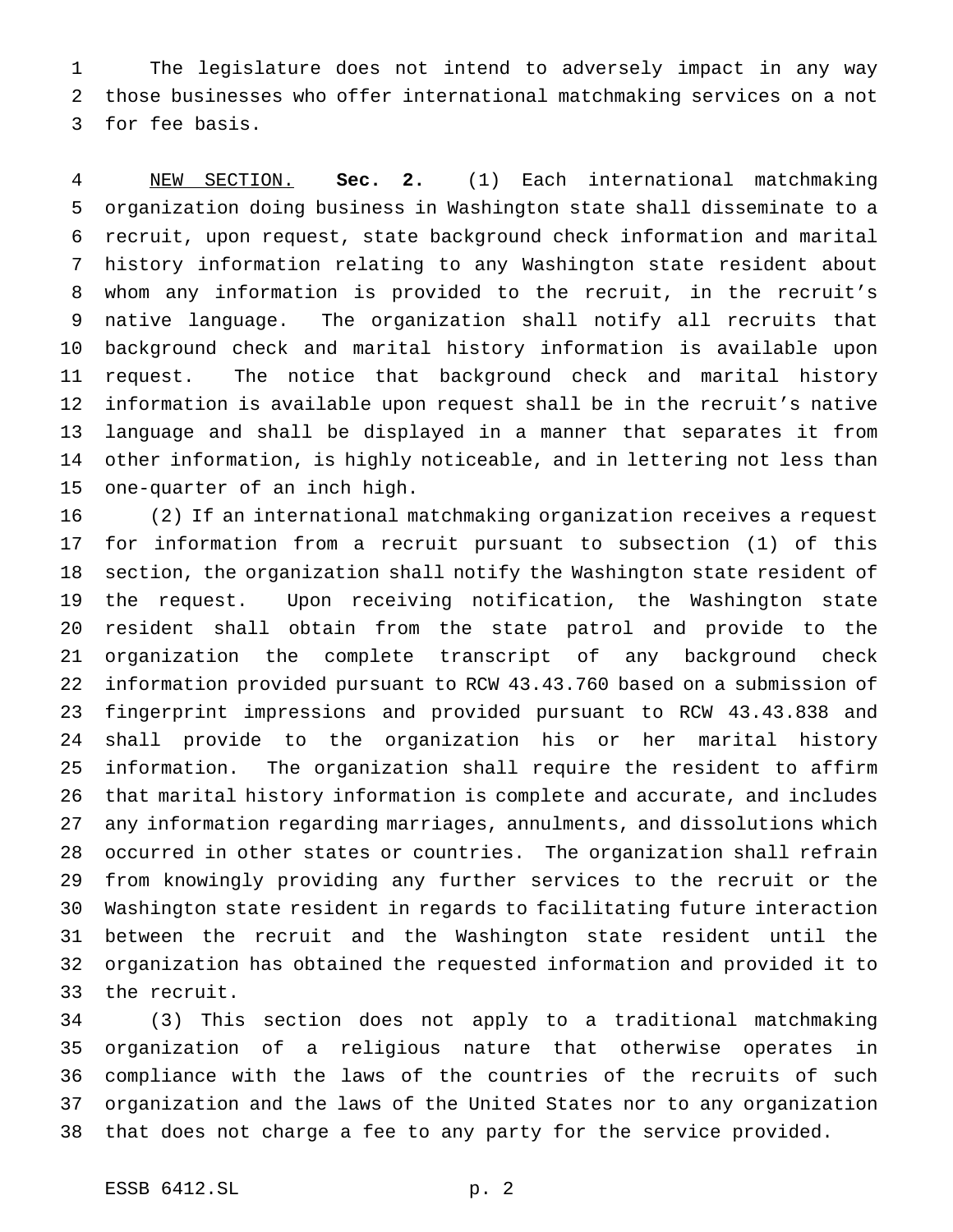The legislature does not intend to adversely impact in any way those businesses who offer international matchmaking services on a not for fee basis.

NEW SECTION. **Sec. 2.** (1) Each international matchmaking organization doing business in Washington state shall disseminate to a recruit, upon request, state background check information and marital history information relating to any Washington state resident about whom any information is provided to the recruit, in the recruit's native language. The organization shall notify all recruits that background check and marital history information is available upon request. The notice that background check and marital history information is available upon request shall be in the recruit's native language and shall be displayed in a manner that separates it from other information, is highly noticeable, and in lettering not less than one-quarter of an inch high.

(2) If an international matchmaking organization receives a request for information from a recruit pursuant to subsection (1) of this section, the organization shall notify the Washington state resident of the request. Upon receiving notification, the Washington state resident shall obtain from the state patrol and provide to the organization the complete transcript of any background check information provided pursuant to RCW 43.43.760 based on a submission of fingerprint impressions and provided pursuant to RCW 43.43.838 and shall provide to the organization his or her marital history information. The organization shall require the resident to affirm that marital history information is complete and accurate, and includes any information regarding marriages, annulments, and dissolutions which occurred in other states or countries. The organization shall refrain from knowingly providing any further services to the recruit or the Washington state resident in regards to facilitating future interaction between the recruit and the Washington state resident until the organization has obtained the requested information and provided it to the recruit.

(3) This section does not apply to a traditional matchmaking organization of a religious nature that otherwise operates in compliance with the laws of the countries of the recruits of such organization and the laws of the United States nor to any organization that does not charge a fee to any party for the service provided.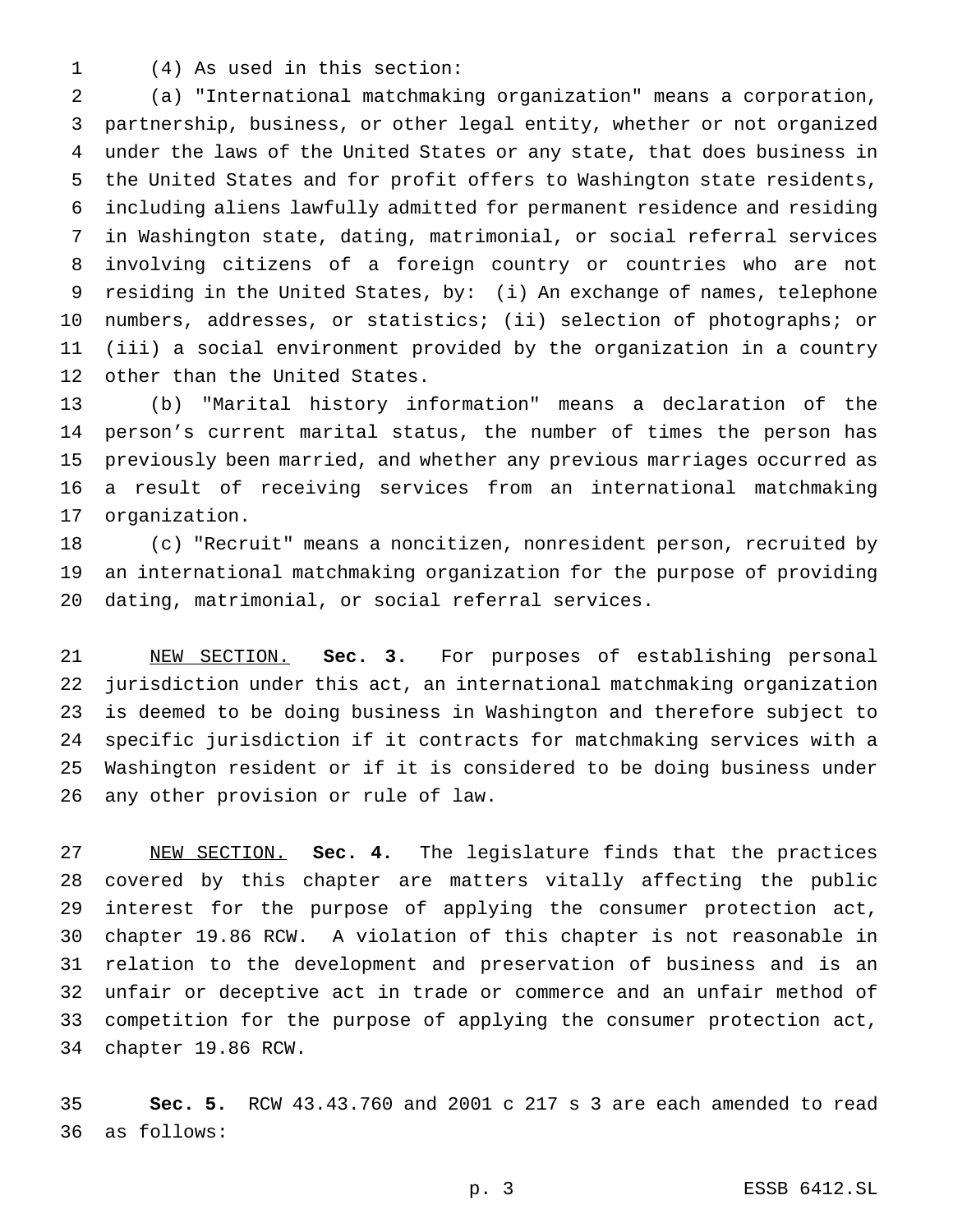(4) As used in this section:

(a) "International matchmaking organization" means a corporation, partnership, business, or other legal entity, whether or not organized under the laws of the United States or any state, that does business in the United States and for profit offers to Washington state residents, including aliens lawfully admitted for permanent residence and residing in Washington state, dating, matrimonial, or social referral services involving citizens of a foreign country or countries who are not residing in the United States, by: (i) An exchange of names, telephone numbers, addresses, or statistics; (ii) selection of photographs; or (iii) a social environment provided by the organization in a country other than the United States.

(b) "Marital history information" means a declaration of the person's current marital status, the number of times the person has previously been married, and whether any previous marriages occurred as a result of receiving services from an international matchmaking organization.

(c) "Recruit" means a noncitizen, nonresident person, recruited by an international matchmaking organization for the purpose of providing dating, matrimonial, or social referral services.

NEW SECTION. **Sec. 3.** For purposes of establishing personal jurisdiction under this act, an international matchmaking organization is deemed to be doing business in Washington and therefore subject to specific jurisdiction if it contracts for matchmaking services with a Washington resident or if it is considered to be doing business under any other provision or rule of law.

NEW SECTION. **Sec. 4.** The legislature finds that the practices covered by this chapter are matters vitally affecting the public interest for the purpose of applying the consumer protection act, chapter 19.86 RCW. A violation of this chapter is not reasonable in relation to the development and preservation of business and is an unfair or deceptive act in trade or commerce and an unfair method of competition for the purpose of applying the consumer protection act, chapter 19.86 RCW.

**Sec. 5.** RCW 43.43.760 and 2001 c 217 s 3 are each amended to read as follows: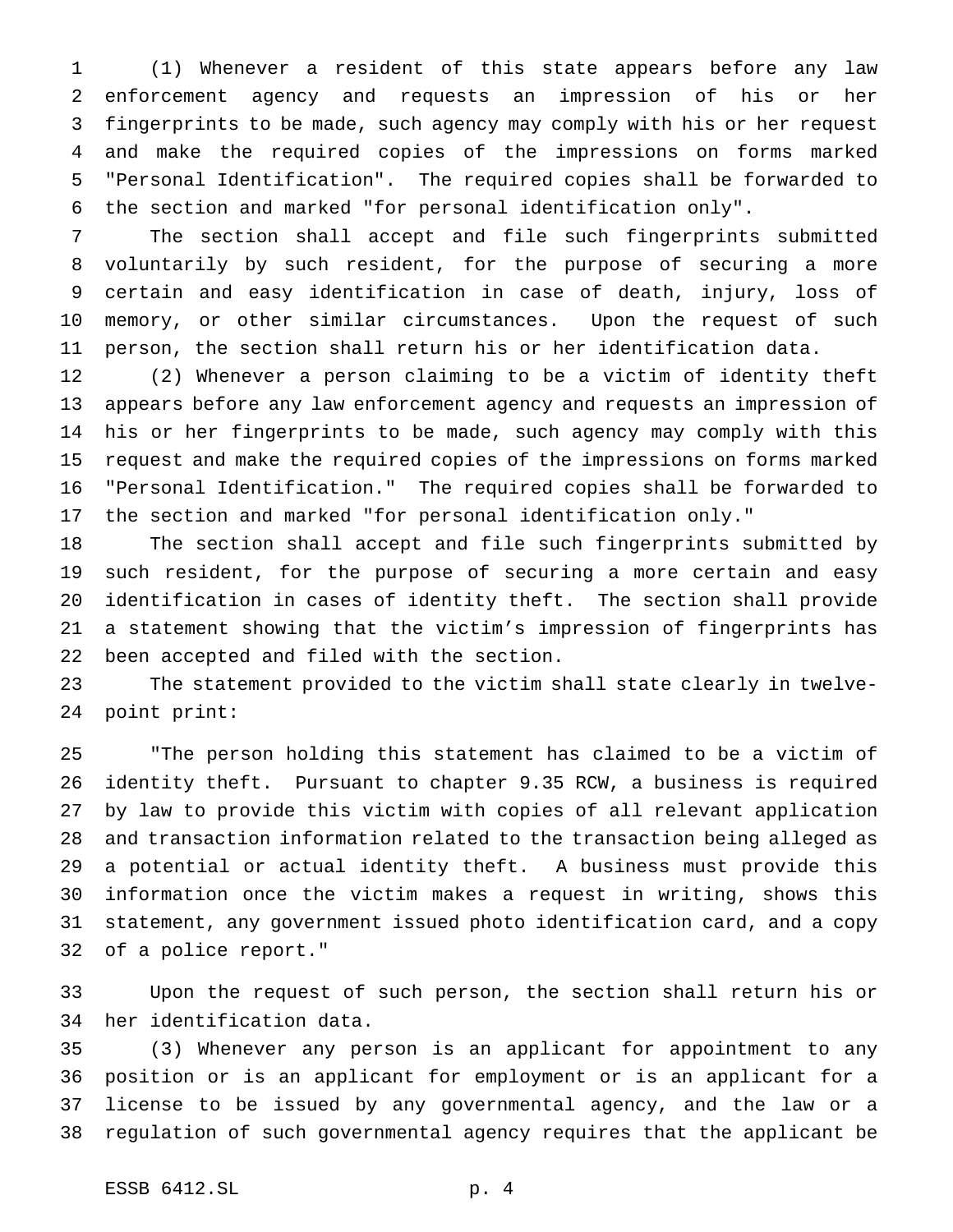(1) Whenever a resident of this state appears before any law enforcement agency and requests an impression of his or her fingerprints to be made, such agency may comply with his or her request and make the required copies of the impressions on forms marked "Personal Identification". The required copies shall be forwarded to the section and marked "for personal identification only".

The section shall accept and file such fingerprints submitted voluntarily by such resident, for the purpose of securing a more certain and easy identification in case of death, injury, loss of memory, or other similar circumstances. Upon the request of such person, the section shall return his or her identification data.

(2) Whenever a person claiming to be a victim of identity theft appears before any law enforcement agency and requests an impression of his or her fingerprints to be made, such agency may comply with this request and make the required copies of the impressions on forms marked "Personal Identification." The required copies shall be forwarded to the section and marked "for personal identification only."

The section shall accept and file such fingerprints submitted by such resident, for the purpose of securing a more certain and easy identification in cases of identity theft. The section shall provide a statement showing that the victim's impression of fingerprints has been accepted and filed with the section.

The statement provided to the victim shall state clearly in twelve-point print:

"The person holding this statement has claimed to be a victim of identity theft. Pursuant to chapter 9.35 RCW, a business is required by law to provide this victim with copies of all relevant application and transaction information related to the transaction being alleged as a potential or actual identity theft. A business must provide this information once the victim makes a request in writing, shows this statement, any government issued photo identification card, and a copy of a police report."

Upon the request of such person, the section shall return his or her identification data.

(3) Whenever any person is an applicant for appointment to any position or is an applicant for employment or is an applicant for a license to be issued by any governmental agency, and the law or a regulation of such governmental agency requires that the applicant be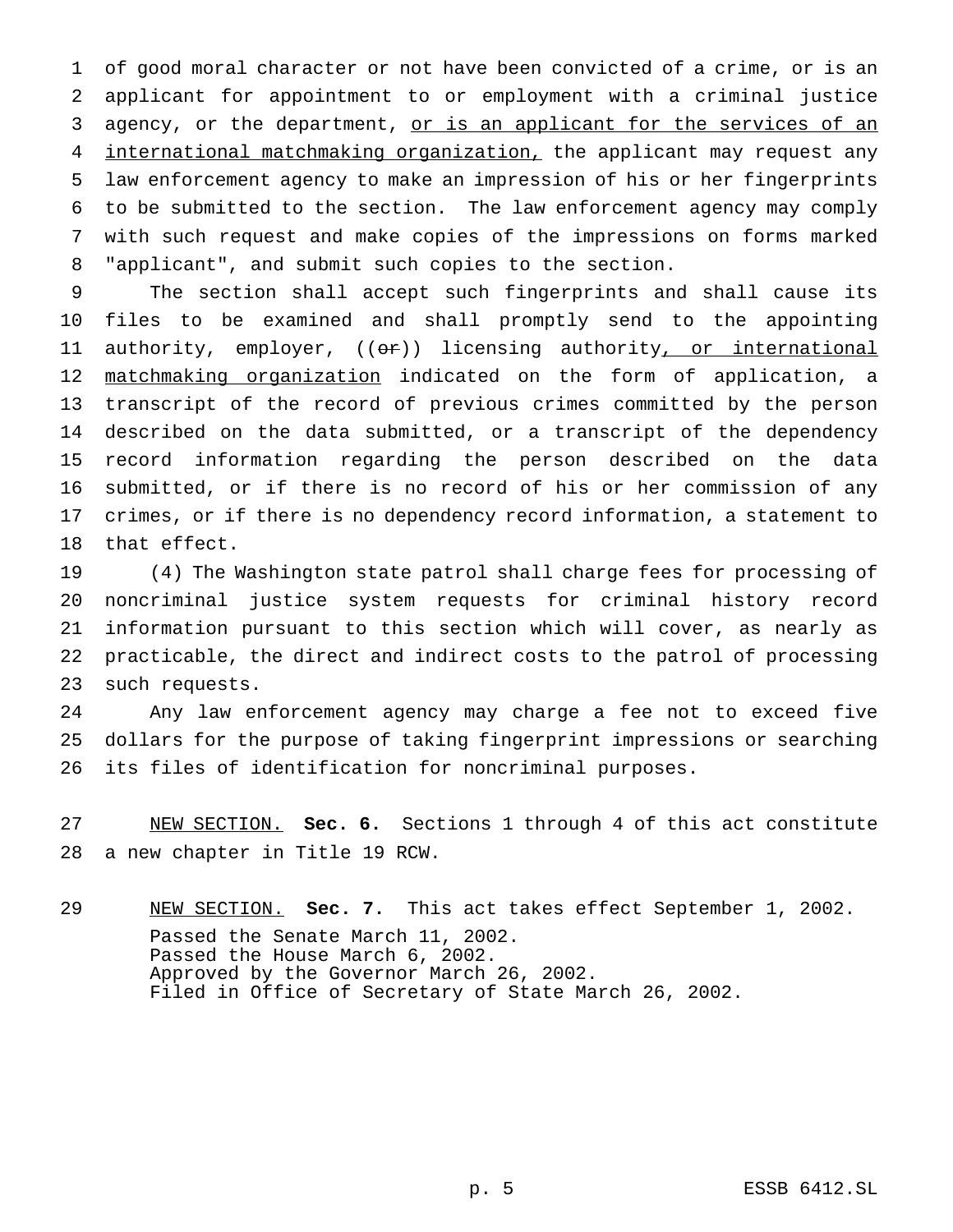of good moral character or not have been convicted of a crime, or is an applicant for appointment to or employment with a criminal justice agency, or the department, <u>or is an applicant for the services of an international matchmaking organization,</u> the applicant may request any law enforcement agency to make an impression of his or her fingerprints to be submitted to the section. The law enforcement agency may comply with such request and make copies of the impressions on forms marked "applicant", and submit such copies to the section.

The section shall accept such fingerprints and shall cause its files to be examined and shall promptly send to the appointing authority, employer, ((~~or~~)) licensing authority<u>, or international matchmaking organization</u> indicated on the form of application, a transcript of the record of previous crimes committed by the person described on the data submitted, or a transcript of the dependency record information regarding the person described on the data submitted, or if there is no record of his or her commission of any crimes, or if there is no dependency record information, a statement to that effect.

(4) The Washington state patrol shall charge fees for processing of noncriminal justice system requests for criminal history record information pursuant to this section which will cover, as nearly as practicable, the direct and indirect costs to the patrol of processing such requests.

Any law enforcement agency may charge a fee not to exceed five dollars for the purpose of taking fingerprint impressions or searching its files of identification for noncriminal purposes.

<u>NEW SECTION.</u> **Sec. 6.** Sections 1 through 4 of this act constitute a new chapter in Title 19 RCW.

<u>NEW SECTION.</u> **Sec. 7.** This act takes effect September 1, 2002.

Passed the Senate March 11, 2002.
Passed the House March 6, 2002.
Approved by the Governor March 26, 2002.
Filed in Office of Secretary of State March 26, 2002.